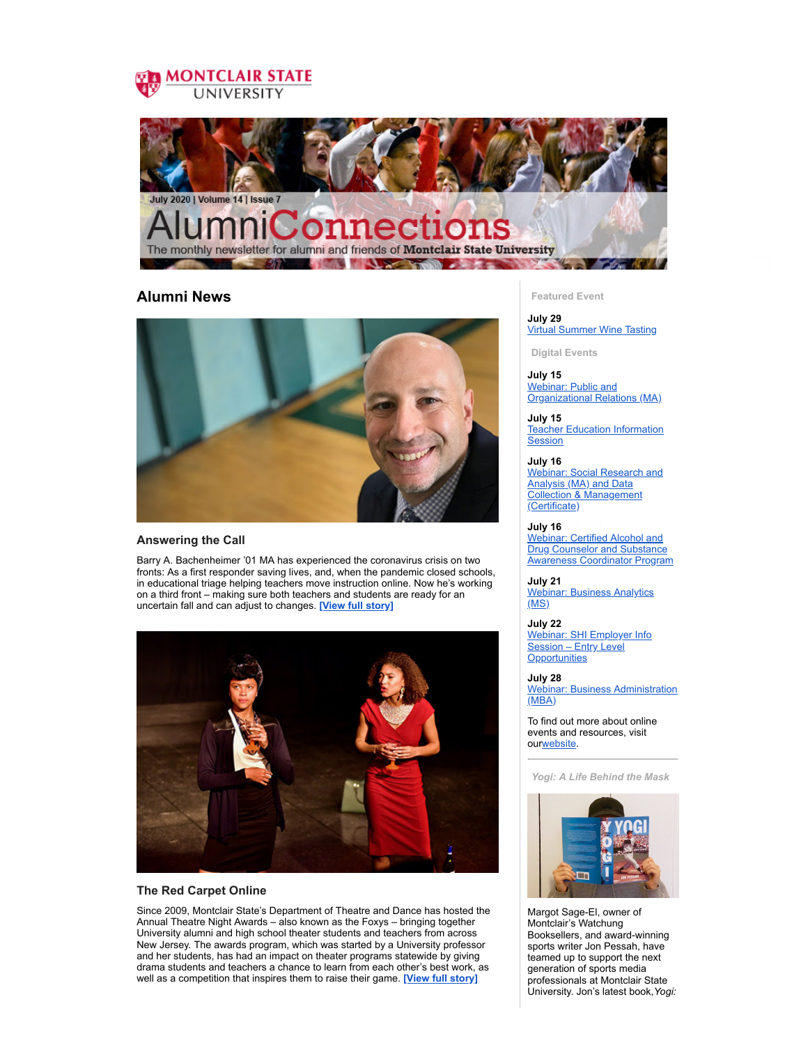MONTCLAIR STATE UNIVERSITY

July 2020 | Volume 14 | Issue 7

# AlumniConnections

The monthly newsletter for alumni and friends of **Montclair State University**

## Alumni News

### Answering the Call

Barry A. Bachenheimer '01 MA has experienced the coronavirus crisis on two fronts: As a first responder saving lives, and, when the pandemic closed schools, in educational triage helping teachers move instruction online. Now he's working on a third front – making sure both teachers and students are ready for an uncertain fall and can adjust to changes. [View full story]

### The Red Carpet Online

Since 2009, Montclair State's Department of Theatre and Dance has hosted the Annual Theatre Night Awards – also known as the Foxys – bringing together University alumni and high school theater students and teachers from across New Jersey. The awards program, which was started by a University professor and her students, has had an impact on theater programs statewide by giving drama students and teachers a chance to learn from each other's best work, as well as a competition that inspires them to raise their game. [View full story]

#### Featured Event

**July 29**
Virtual Summer Wine Tasting

#### Digital Events

**July 15**
Webinar: Public and Organizational Relations (MA)

**July 15**
Teacher Education Information Session

**July 16**
Webinar: Social Research and Analysis (MA) and Data Collection & Management (Certificate)

**July 16**
Webinar: Certified Alcohol and Drug Counselor and Substance Awareness Coordinator Program

**July 21**
Webinar: Business Analytics (MS)

**July 22**
Webinar: SHI Employer Info Session – Entry Level Opportunities

**July 28**
Webinar: Business Administration (MBA)

To find out more about online events and resources, visit our website.

#### *Yogi: A Life Behind the Mask*

Margot Sage-El, owner of Montclair's Watchung Booksellers, and award-winning sports writer Jon Pessah, have teamed up to support the next generation of sports media professionals at Montclair State University. Jon's latest book, *Yogi:*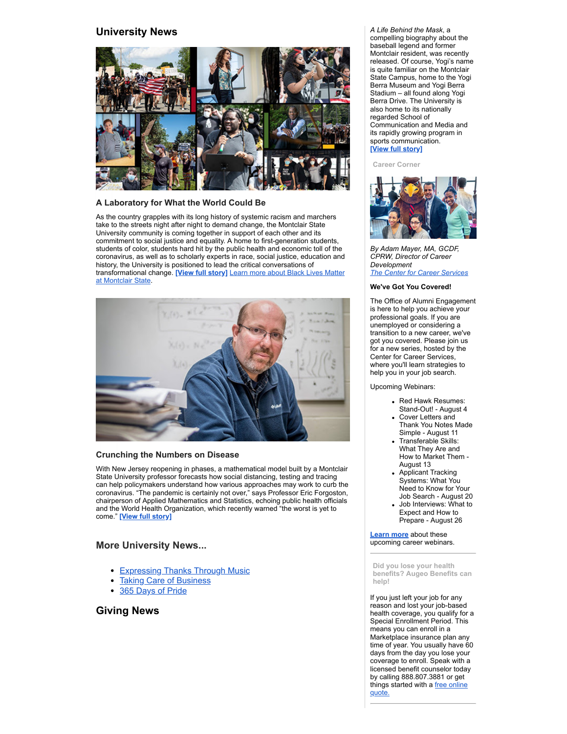## University News

### A Laboratory for What the World Could Be

As the country grapples with its long history of systemic racism and marchers take to the streets night after night to demand change, the Montclair State University community is coming together in support of each other and its commitment to social justice and equality. A home to first-generation students, students of color, students hard hit by the public health and economic toll of the coronavirus, as well as to scholarly experts in race, social justice, education and history, the University is positioned to lead the critical conversations of transformational change. **[View full story]** Learn more about Black Lives Matter at Montclair State.

### Crunching the Numbers on Disease

With New Jersey reopening in phases, a mathematical model built by a Montclair State University professor forecasts how social distancing, testing and tracing can help policymakers understand how various approaches may work to curb the coronavirus. "The pandemic is certainly not over," says Professor Eric Forgoston, chairperson of Applied Mathematics and Statistics, echoing public health officials and the World Health Organization, which recently warned "the worst is yet to come." **[View full story]**

## More University News...

- Expressing Thanks Through Music
- Taking Care of Business
- 365 Days of Pride

## Giving News

*A Life Behind the Mask*, a compelling biography about the baseball legend and former Montclair resident, was recently released. Of course, Yogi's name is quite familiar on the Montclair State Campus, home to the Yogi Berra Museum and Yogi Berra Stadium – all found along Yogi Berra Drive. The University is also home to its nationally regarded School of Communication and Media and its rapidly growing program in sports communication.
**[View full story]**

Career Corner

*By Adam Mayer, MA, GCDF, CPRW, Director of Career Development*
*The Center for Career Services*

**We've Got You Covered!**

The Office of Alumni Engagement is here to help you achieve your professional goals. If you are unemployed or considering a transition to a new career, we've got you covered. Please join us for a new series, hosted by the Center for Career Services, where you'll learn strategies to help you in your job search.

Upcoming Webinars:

- Red Hawk Resumes: Stand-Out! - August 4
- Cover Letters and Thank You Notes Made Simple - August 11
- Transferable Skills: What They Are and How to Market Them - August 13
- Applicant Tracking Systems: What You Need to Know for Your Job Search - August 20
- Job Interviews: What to Expect and How to Prepare - August 26

**Learn more** about these upcoming career webinars.

Did you lose your health benefits? Augeo Benefits can help!

If you just left your job for any reason and lost your job-based health coverage, you qualify for a Special Enrollment Period. This means you can enroll in a Marketplace insurance plan any time of year. You usually have 60 days from the day you lose your coverage to enroll. Speak with a licensed benefit counselor today by calling 888.807.3881 or get things started with a free online quote.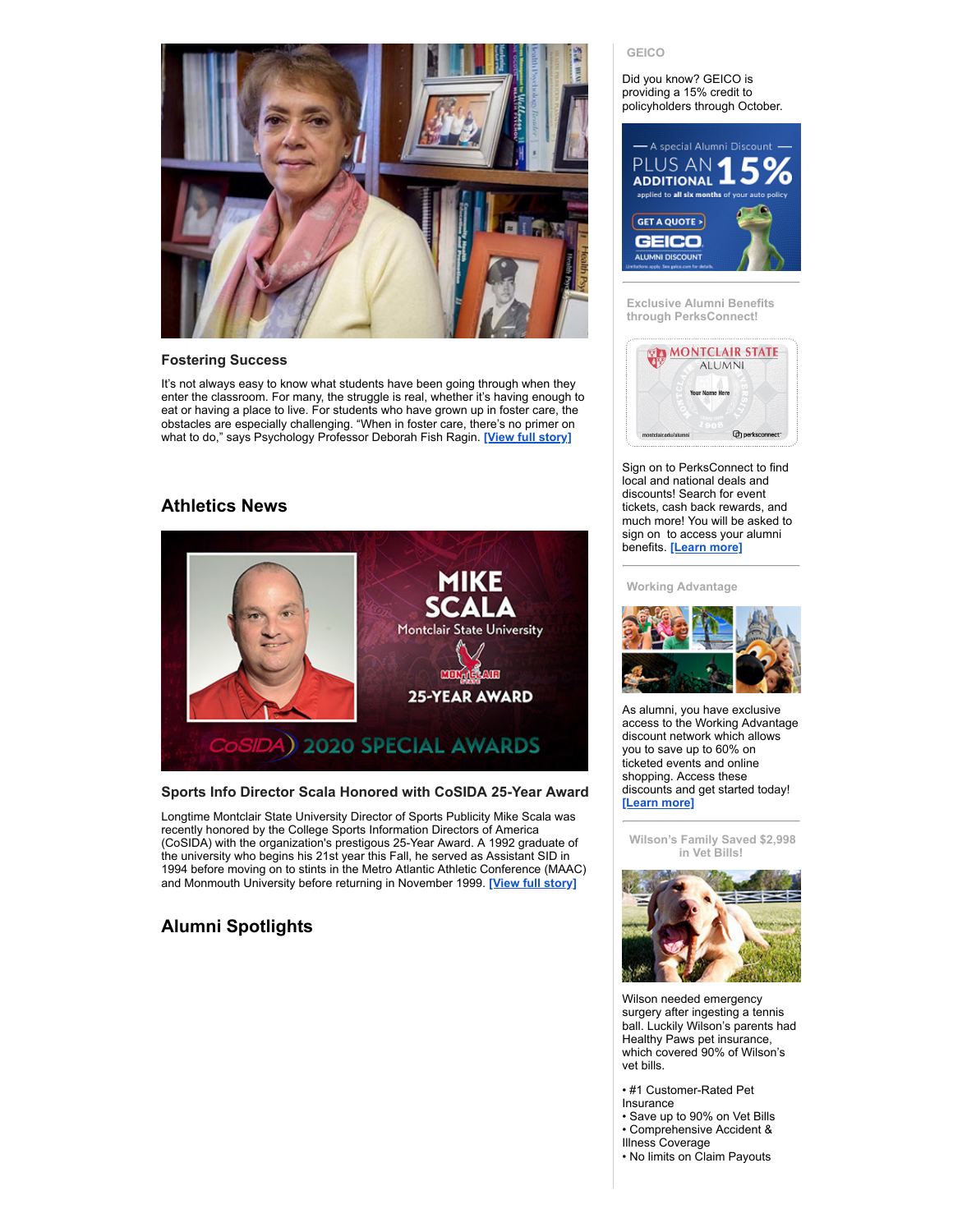### Fostering Success

It's not always easy to know what students have been going through when they enter the classroom. For many, the struggle is real, whether it's having enough to eat or having a place to live. For students who have grown up in foster care, the obstacles are especially challenging. "When in foster care, there's no primer on what to do," says Psychology Professor Deborah Fish Ragin. [View full story]

## Athletics News

### Sports Info Director Scala Honored with CoSIDA 25-Year Award

Longtime Montclair State University Director of Sports Publicity Mike Scala was recently honored by the College Sports Information Directors of America (CoSIDA) with the organization's prestigious 25-Year Award. A 1992 graduate of the university who begins his 21st year this Fall, he served as Assistant SID in 1994 before moving on to stints in the Metro Atlantic Athletic Conference (MAAC) and Monmouth University before returning in November 1999. [View full story]

## Alumni Spotlights

GEICO

Did you know? GEICO is providing a 15% credit to policyholders through October.

Exclusive Alumni Benefits through PerksConnect!

Sign on to PerksConnect to find local and national deals and discounts! Search for event tickets, cash back rewards, and much more! You will be asked to sign on to access your alumni benefits. [Learn more]

Working Advantage

As alumni, you have exclusive access to the Working Advantage discount network which allows you to save up to 60% on ticketed events and online shopping. Access these discounts and get started today! [Learn more]

Wilson's Family Saved $2,998 in Vet Bills!

Wilson needed emergency surgery after ingesting a tennis ball. Luckily Wilson's parents had Healthy Paws pet insurance, which covered 90% of Wilson's vet bills.

- #1 Customer-Rated Pet Insurance
- Save up to 90% on Vet Bills
- Comprehensive Accident & Illness Coverage
- No limits on Claim Payouts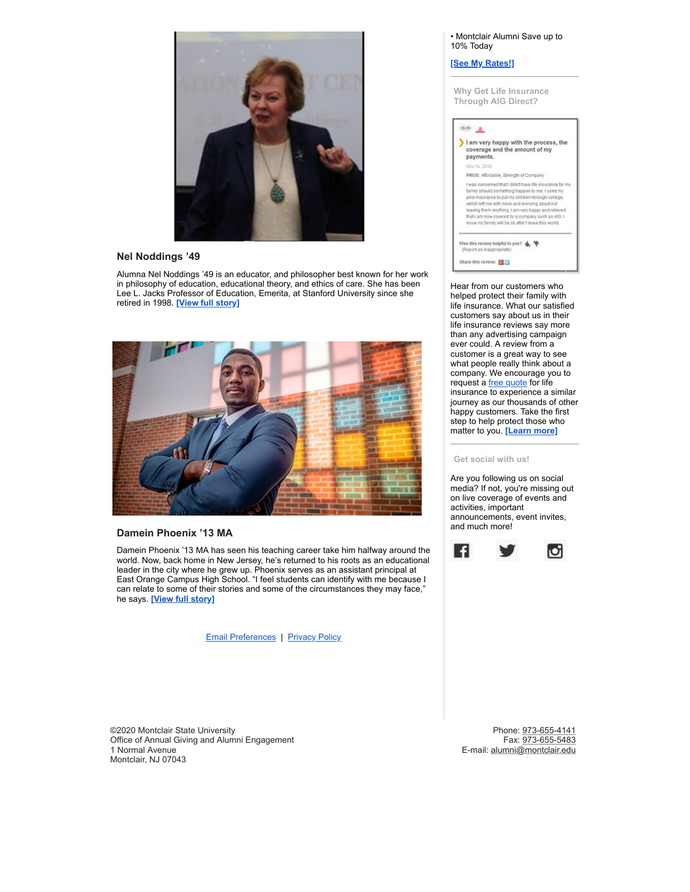### Nel Noddings ’49

Alumna Nel Noddings ’49 is an educator, and philosopher best known for her work in philosophy of education, educational theory, and ethics of care. She has been Lee L. Jacks Professor of Education, Emerita, at Stanford University since she retired in 1998. **[View full story]**

### Damein Phoenix ’13 MA

Damein Phoenix ’13 MA has seen his teaching career take him halfway around the world. Now, back home in New Jersey, he’s returned to his roots as an educational leader in the city where he grew up. Phoenix serves as an assistant principal at East Orange Campus High School. “I feel students can identify with me because I can relate to some of their stories and some of the circumstances they may face,” he says. **[View full story]**

Email Preferences | Privacy Policy

• Montclair Alumni Save up to 10% Today

**[See My Rates!]**

---

**Why Get Life Insurance Through AIG Direct?**

Hear from our customers who helped protect their family with life insurance. What our satisfied customers say about us in their life insurance reviews say more than any advertising campaign ever could. A review from a customer is a great way to see what people really think about a company. We encourage you to request a free quote for life insurance to experience a similar journey as our thousands of other happy customers. Take the first step to help protect those who matter to you. **[Learn more]**

---

**Get social with us!**

Are you following us on social media? If not, you're missing out on live coverage of events and activities, important announcements, event invites, and much more!

©2020 Montclair State University
Office of Annual Giving and Alumni Engagement
1 Normal Avenue
Montclair, NJ 07043

Phone: 973-655-4141
Fax: 973-655-5483
E-mail: alumni@montclair.edu